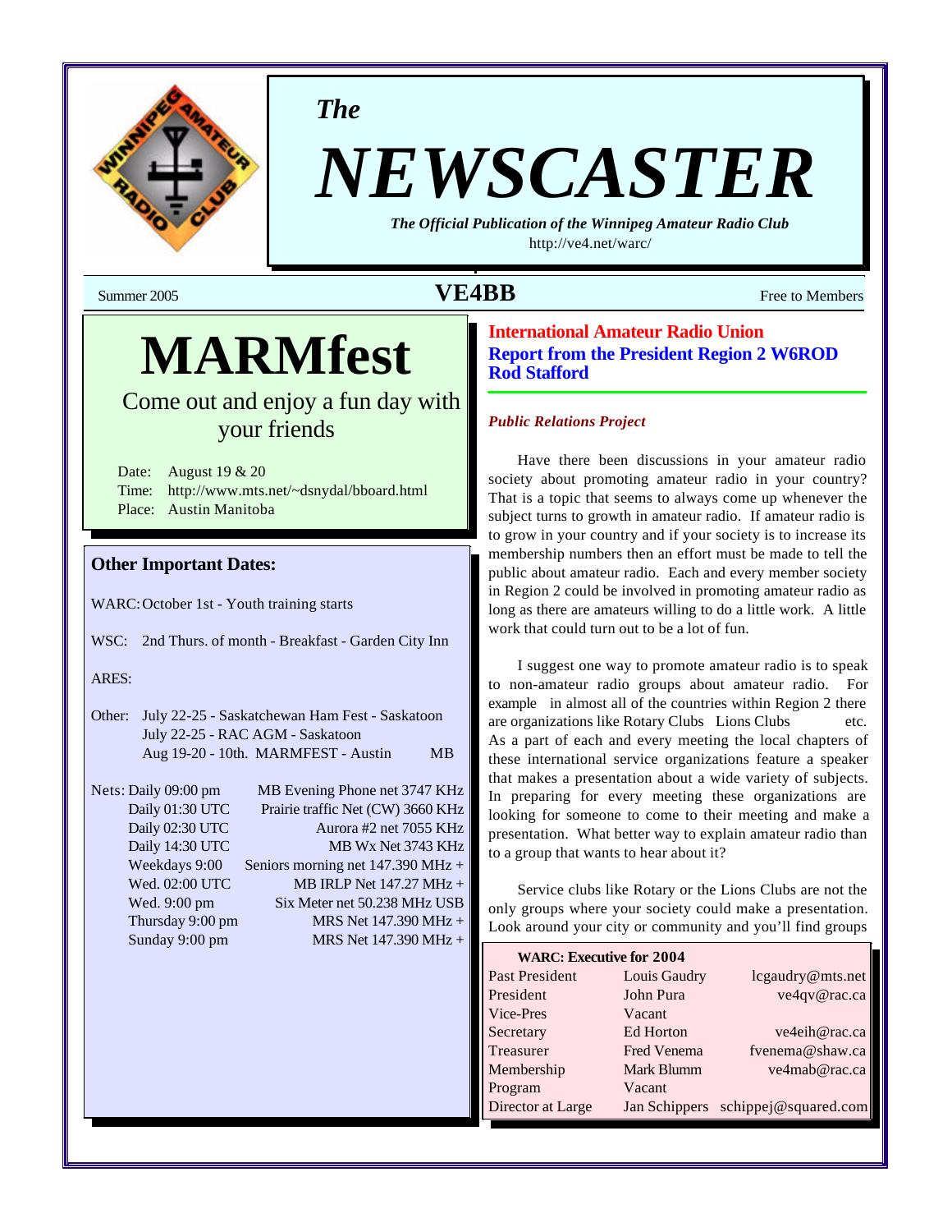*The*

# NEWSCASTER

***The Official Publication of the Winnipeg Amateur Radio Club***
http://ve4.net/warc/

Summer 2005 — **VE4BB** — Free to Members

# MARMfest

Come out and enjoy a fun day with your friends

Date: August 19 & 20
Time: http://www.mts.net/~dsnydal/bboard.html
Place: Austin Manitoba

### Other Important Dates:

WARC: October 1st - Youth training starts

WSC: 2nd Thurs. of month - Breakfast - Garden City Inn

ARES:

Other: July 22-25 - Saskatchewan Ham Fest - Saskatoon
July 22-25 - RAC AGM - Saskatoon
Aug 19-20 - 10th. MARMFEST - Austin MB

| Nets: | |
|---|---|
| Daily 09:00 pm | MB Evening Phone net 3747 KHz |
| Daily 01:30 UTC | Prairie traffic Net (CW) 3660 KHz |
| Daily 02:30 UTC | Aurora #2 net 7055 KHz |
| Daily 14:30 UTC | MB Wx Net 3743 KHz |
| Weekdays 9:00 | Seniors morning net 147.390 MHz + |
| Wed. 02:00 UTC | MB IRLP Net 147.27 MHz + |
| Wed. 9:00 pm | Six Meter net 50.238 MHz USB |
| Thursday 9:00 pm | MRS Net 147.390 MHz + |
| Sunday 9:00 pm | MRS Net 147.390 MHz + |

## International Amateur Radio Union
## Report from the President Region 2 W6ROD Rod Stafford

***Public Relations Project***

Have there been discussions in your amateur radio society about promoting amateur radio in your country? That is a topic that seems to always come up whenever the subject turns to growth in amateur radio. If amateur radio is to grow in your country and if your society is to increase its membership numbers then an effort must be made to tell the public about amateur radio. Each and every member society in Region 2 could be involved in promoting amateur radio as long as there are amateurs willing to do a little work. A little work that could turn out to be a lot of fun.

I suggest one way to promote amateur radio is to speak to non-amateur radio groups about amateur radio. For example in almost all of the countries within Region 2 there are organizations like Rotary Clubs Lions Clubs etc. As a part of each and every meeting the local chapters of these international service organizations feature a speaker that makes a presentation about a wide variety of subjects. In preparing for every meeting these organizations are looking for someone to come to their meeting and make a presentation. What better way to explain amateur radio than to a group that wants to hear about it?

Service clubs like Rotary or the Lions Clubs are not the only groups where your society could make a presentation. Look around your city or community and you'll find groups

**WARC: Executive for 2004**

| Position | Name | Email |
|---|---|---|
| Past President | Louis Gaudry | lcgaudry@mts.net |
| President | John Pura | ve4qv@rac.ca |
| Vice-Pres | Vacant | |
| Secretary | Ed Horton | ve4eih@rac.ca |
| Treasurer | Fred Venema | fvenema@shaw.ca |
| Membership | Mark Blumm | ve4mab@rac.ca |
| Program | Vacant | |
| Director at Large | Jan Schippers | schippej@squared.com |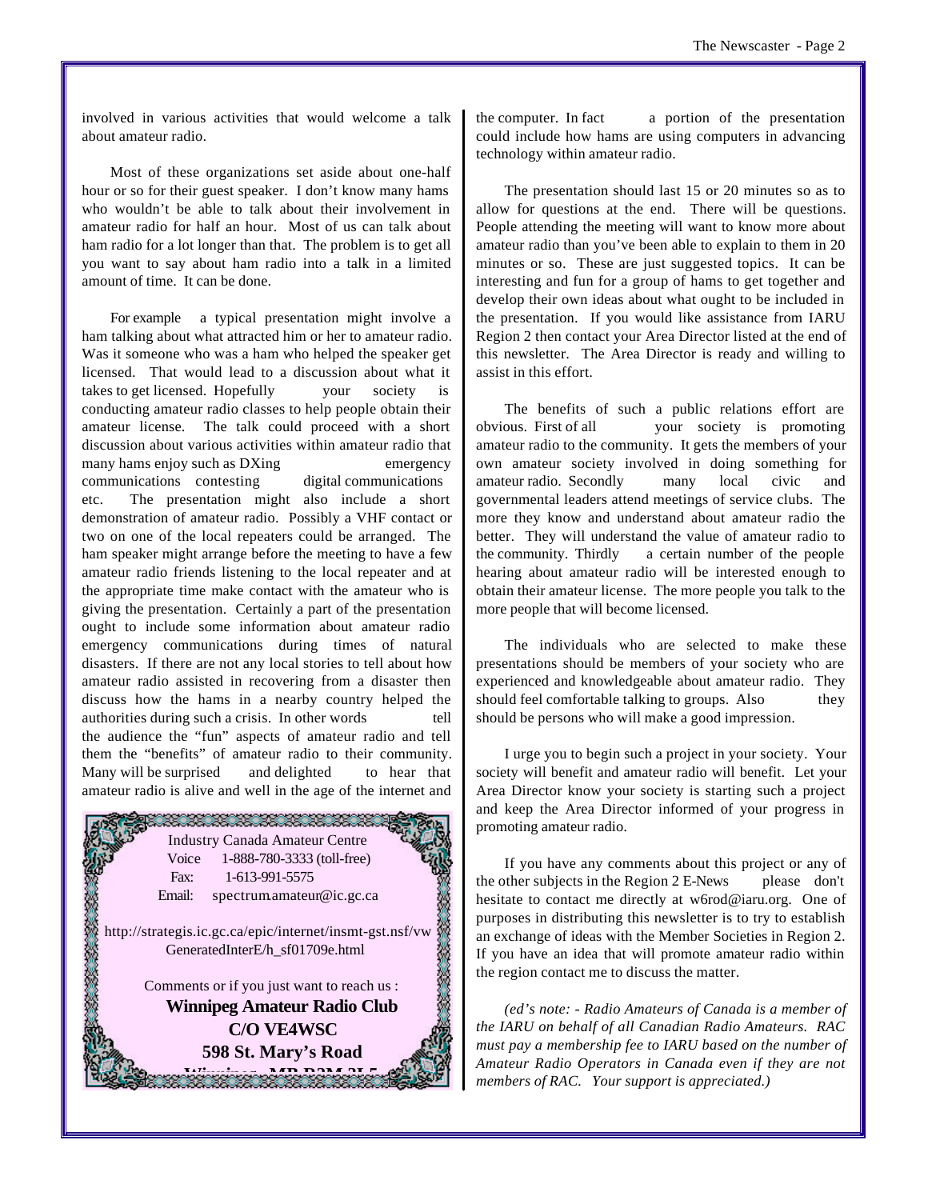involved in various activities that would welcome a talk about amateur radio.

Most of these organizations set aside about one-half hour or so for their guest speaker. I don't know many hams who wouldn't be able to talk about their involvement in amateur radio for half an hour. Most of us can talk about ham radio for a lot longer than that. The problem is to get all you want to say about ham radio into a talk in a limited amount of time. It can be done.

For example a typical presentation might involve a ham talking about what attracted him or her to amateur radio. Was it someone who was a ham who helped the speaker get licensed. That would lead to a discussion about what it takes to get licensed. Hopefully your society is conducting amateur radio classes to help people obtain their amateur license. The talk could proceed with a short discussion about various activities within amateur radio that many hams enjoy such as DXing emergency communications contesting digital communications etc. The presentation might also include a short demonstration of amateur radio. Possibly a VHF contact or two on one of the local repeaters could be arranged. The ham speaker might arrange before the meeting to have a few amateur radio friends listening to the local repeater and at the appropriate time make contact with the amateur who is giving the presentation. Certainly a part of the presentation ought to include some information about amateur radio emergency communications during times of natural disasters. If there are not any local stories to tell about how amateur radio assisted in recovering from a disaster then discuss how the hams in a nearby country helped the authorities during such a crisis. In other words tell the audience the "fun" aspects of amateur radio and tell them the "benefits" of amateur radio to their community. Many will be surprised and delighted to hear that amateur radio is alive and well in the age of the internet and the computer. In fact a portion of the presentation could include how hams are using computers in advancing technology within amateur radio.

The presentation should last 15 or 20 minutes so as to allow for questions at the end. There will be questions. People attending the meeting will want to know more about amateur radio than you've been able to explain to them in 20 minutes or so. These are just suggested topics. It can be interesting and fun for a group of hams to get together and develop their own ideas about what ought to be included in the presentation. If you would like assistance from IARU Region 2 then contact your Area Director listed at the end of this newsletter. The Area Director is ready and willing to assist in this effort.

The benefits of such a public relations effort are obvious. First of all your society is promoting amateur radio to the community. It gets the members of your own amateur society involved in doing something for amateur radio. Secondly many local civic and governmental leaders attend meetings of service clubs. The more they know and understand about amateur radio the better. They will understand the value of amateur radio to the community. Thirdly a certain number of the people hearing about amateur radio will be interested enough to obtain their amateur license. The more people you talk to the more people that will become licensed.

The individuals who are selected to make these presentations should be members of your society who are experienced and knowledgeable about amateur radio. They should feel comfortable talking to groups. Also they should be persons who will make a good impression.

I urge you to begin such a project in your society. Your society will benefit and amateur radio will benefit. Let your Area Director know your society is starting such a project and keep the Area Director informed of your progress in promoting amateur radio.

If you have any comments about this project or any of the other subjects in the Region 2 E-News please don't hesitate to contact me directly at w6rod@iaru.org. One of purposes in distributing this newsletter is to try to establish an exchange of ideas with the Member Societies in Region 2. If you have an idea that will promote amateur radio within the region contact me to discuss the matter.

*(ed's note: - Radio Amateurs of Canada is a member of the IARU on behalf of all Canadian Radio Amateurs. RAC must pay a membership fee to IARU based on the number of Amateur Radio Operators in Canada even if they are not members of RAC. Your support is appreciated.)*

Industry Canada Amateur Centre
Voice 1-888-780-3333 (toll-free)
Fax: 1-613-991-5575
Email: spectrum.amateur@ic.gc.ca

http://strategis.ic.gc.ca/epic/internet/insmt-gst.nsf/vwGeneratedInterE/h_sf01709e.html

Comments or if you just want to reach us :

**Winnipeg Amateur Radio Club**
**C/O VE4WSC**
**598 St. Mary's Road**
**Winnipeg, MB R2M 3L5**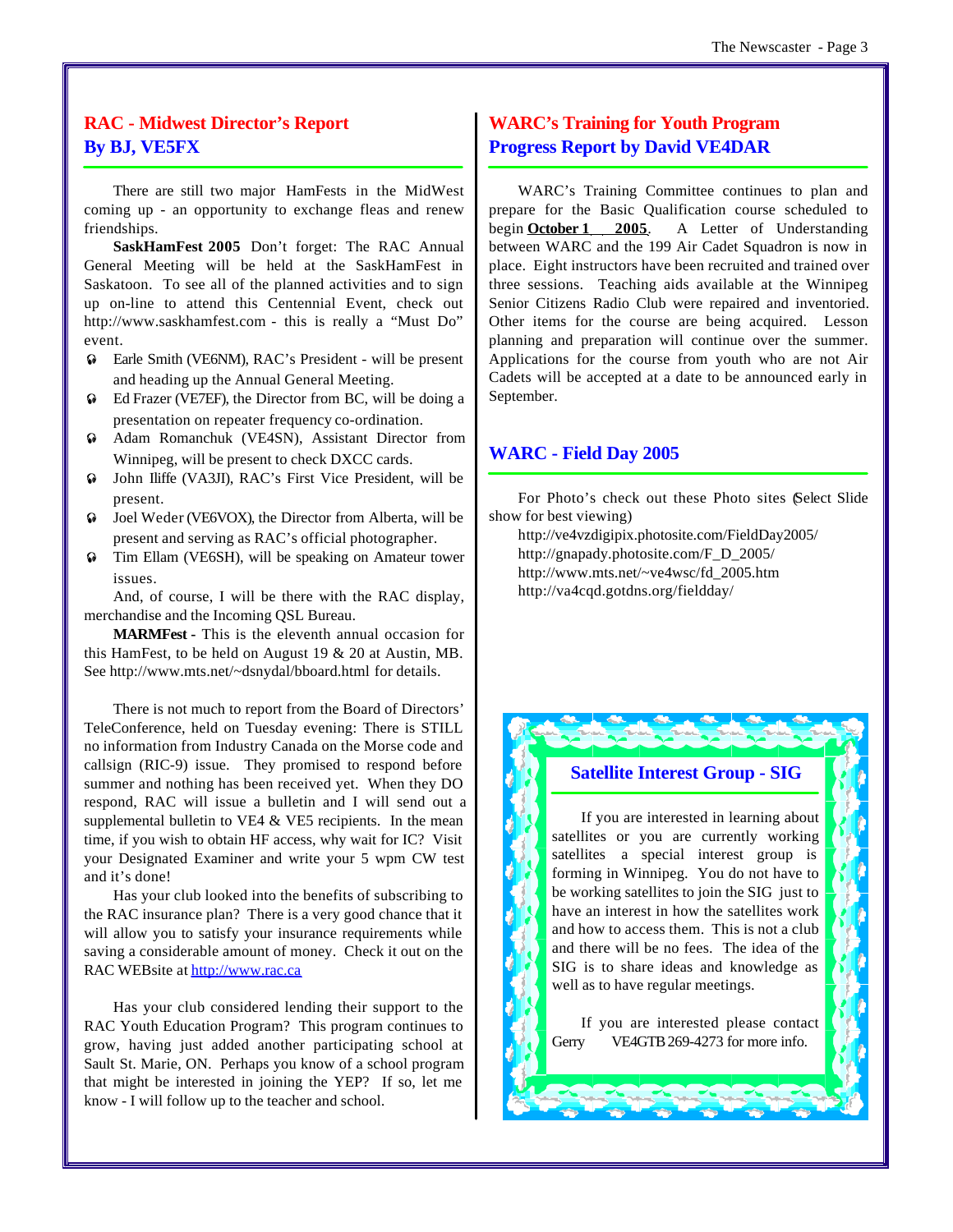## RAC - Midwest Director's Report
### By BJ, VE5FX

There are still two major HamFests in the MidWest coming up - an opportunity to exchange fleas and renew friendships.

**SaskHamFest 2005** Don't forget: The RAC Annual General Meeting will be held at the SaskHamFest in Saskatoon. To see all of the planned activities and to sign up on-line to attend this Centennial Event, check out http://www.saskhamfest.com - this is really a "Must Do" event.

- Earle Smith (VE6NM), RAC's President - will be present and heading up the Annual General Meeting.
- Ed Frazer (VE7EF), the Director from BC, will be doing a presentation on repeater frequency co-ordination.
- Adam Romanchuk (VE4SN), Assistant Director from Winnipeg, will be present to check DXCC cards.
- John Iliffe (VA3JI), RAC's First Vice President, will be present.
- Joel Weder (VE6VOX), the Director from Alberta, will be present and serving as RAC's official photographer.
- Tim Ellam (VE6SH), will be speaking on Amateur tower issues.

And, of course, I will be there with the RAC display, merchandise and the Incoming QSL Bureau.

**MARMFest -** This is the eleventh annual occasion for this HamFest, to be held on August 19 & 20 at Austin, MB. See http://www.mts.net/~dsnydal/bboard.html for details.

There is not much to report from the Board of Directors' TeleConference, held on Tuesday evening: There is STILL no information from Industry Canada on the Morse code and callsign (RIC-9) issue. They promised to respond before summer and nothing has been received yet. When they DO respond, RAC will issue a bulletin and I will send out a supplemental bulletin to VE4 & VE5 recipients. In the mean time, if you wish to obtain HF access, why wait for IC? Visit your Designated Examiner and write your 5 wpm CW test and it's done!

Has your club looked into the benefits of subscribing to the RAC insurance plan? There is a very good chance that it will allow you to satisfy your insurance requirements while saving a considerable amount of money. Check it out on the RAC WEBsite at http://www.rac.ca

Has your club considered lending their support to the RAC Youth Education Program? This program continues to grow, having just added another participating school at Sault St. Marie, ON. Perhaps you know of a school program that might be interested in joining the YEP? If so, let me know - I will follow up to the teacher and school.

## WARC's Training for Youth Program
### Progress Report by David VE4DAR

WARC's Training Committee continues to plan and prepare for the Basic Qualification course scheduled to begin **October 1, 2005**. A Letter of Understanding between WARC and the 199 Air Cadet Squadron is now in place. Eight instructors have been recruited and trained over three sessions. Teaching aids available at the Winnipeg Senior Citizens Radio Club were repaired and inventoried. Other items for the course are being acquired. Lesson planning and preparation will continue over the summer. Applications for the course from youth who are not Air Cadets will be accepted at a date to be announced early in September.

## WARC - Field Day 2005

For Photo's check out these Photo sites (Select Slide show for best viewing)

http://ve4vzdigipix.photosite.com/FieldDay2005/
http://gnapady.photosite.com/F_D_2005/
http://www.mts.net/~ve4wsc/fd_2005.htm
http://va4cqd.gotdns.org/fieldday/

## Satellite Interest Group - SIG

If you are interested in learning about satellites or you are currently working satellites a special interest group is forming in Winnipeg. You do not have to be working satellites to join the SIG just to have an interest in how the satellites work and how to access them. This is not a club and there will be no fees. The idea of the SIG is to share ideas and knowledge as well as to have regular meetings.

If you are interested please contact Gerry VE4GTB 269-4273 for more info.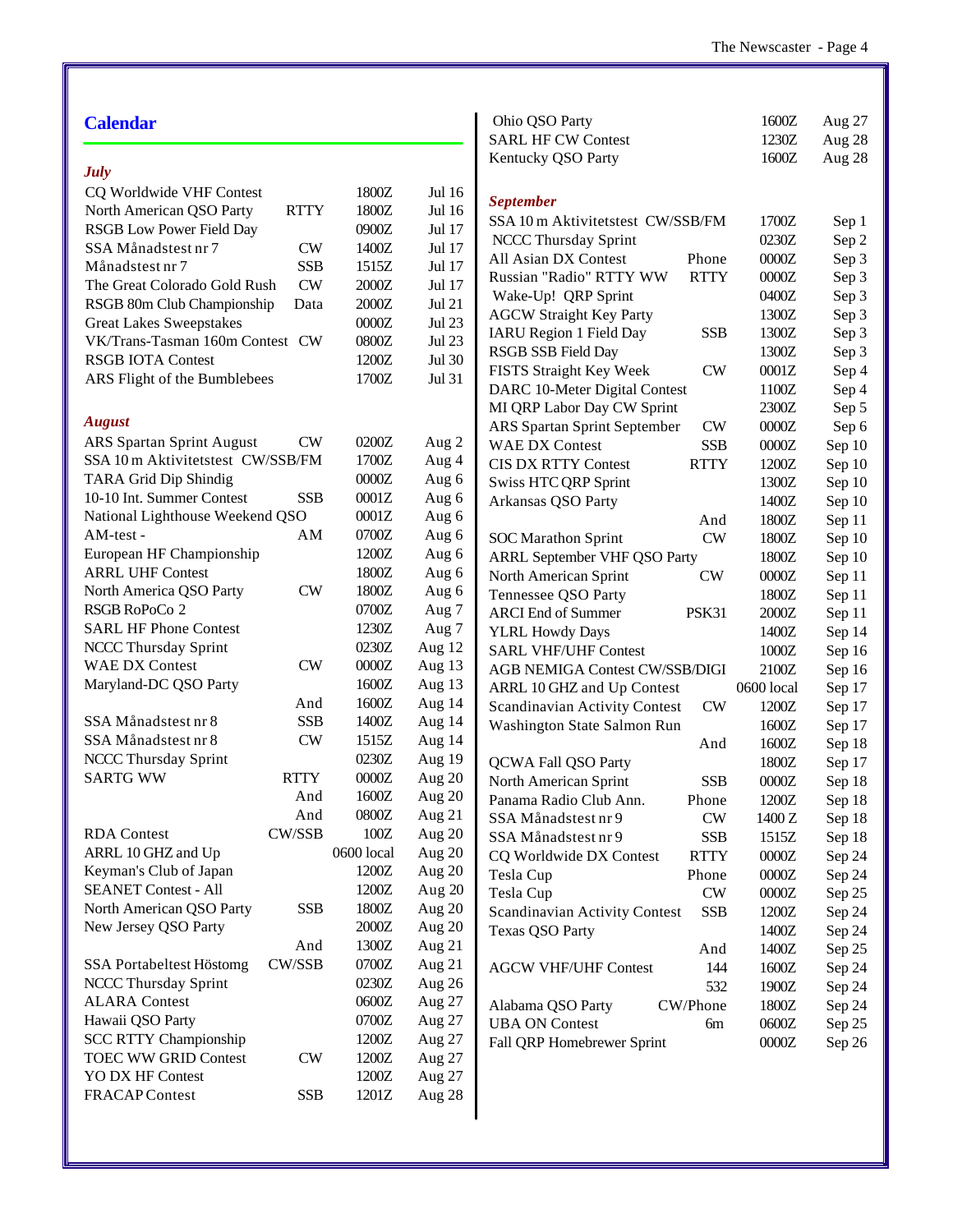## Calendar

### *July*

| Contest | Mode | Time | Date |
|---|---|---|---|
| CQ Worldwide VHF Contest | | 1800Z | Jul 16 |
| North American QSO Party | RTTY | 1800Z | Jul 16 |
| RSGB Low Power Field Day | | 0900Z | Jul 17 |
| SSA Månadstest nr 7 | CW | 1400Z | Jul 17 |
| Månadstest nr 7 | SSB | 1515Z | Jul 17 |
| The Great Colorado Gold Rush | CW | 2000Z | Jul 17 |
| RSGB 80m Club Championship | Data | 2000Z | Jul 21 |
| Great Lakes Sweepstakes | | 0000Z | Jul 23 |
| VK/Trans-Tasman 160m Contest | CW | 0800Z | Jul 23 |
| RSGB IOTA Contest | | 1200Z | Jul 30 |
| ARS Flight of the Bumblebees | | 1700Z | Jul 31 |

### *August*

| Contest | Mode | Time | Date |
|---|---|---|---|
| ARS Spartan Sprint August | CW | 0200Z | Aug 2 |
| SSA 10 m Aktivitetstest | CW/SSB/FM | 1700Z | Aug 4 |
| TARA Grid Dip Shindig | | 0000Z | Aug 6 |
| 10-10 Int. Summer Contest | SSB | 0001Z | Aug 6 |
| National Lighthouse Weekend QSO | | 0001Z | Aug 6 |
| AM-test - | AM | 0700Z | Aug 6 |
| European HF Championship | | 1200Z | Aug 6 |
| ARRL UHF Contest | | 1800Z | Aug 6 |
| North America QSO Party | CW | 1800Z | Aug 6 |
| RSGB RoPoCo 2 | | 0700Z | Aug 7 |
| SARL HF Phone Contest | | 1230Z | Aug 7 |
| NCCC Thursday Sprint | | 0230Z | Aug 12 |
| WAE DX Contest | CW | 0000Z | Aug 13 |
| Maryland-DC QSO Party | | 1600Z | Aug 13 |
| | And | 1600Z | Aug 14 |
| SSA Månadstest nr 8 | SSB | 1400Z | Aug 14 |
| SSA Månadstest nr 8 | CW | 1515Z | Aug 14 |
| NCCC Thursday Sprint | | 0230Z | Aug 19 |
| SARTG WW | RTTY | 0000Z | Aug 20 |
| | And | 1600Z | Aug 20 |
| | And | 0800Z | Aug 21 |
| RDA Contest | CW/SSB | 100Z | Aug 20 |
| ARRL 10 GHZ and Up | | 0600 local | Aug 20 |
| Keyman's Club of Japan | | 1200Z | Aug 20 |
| SEANET Contest - All | | 1200Z | Aug 20 |
| North American QSO Party | SSB | 1800Z | Aug 20 |
| New Jersey QSO Party | | 2000Z | Aug 20 |
| | And | 1300Z | Aug 21 |
| SSA Portabeltest Höstomg | CW/SSB | 0700Z | Aug 21 |
| NCCC Thursday Sprint | | 0230Z | Aug 26 |
| ALARA Contest | | 0600Z | Aug 27 |
| Hawaii QSO Party | | 0700Z | Aug 27 |
| SCC RTTY Championship | | 1200Z | Aug 27 |
| TOEC WW GRID Contest | CW | 1200Z | Aug 27 |
| YO DX HF Contest | | 1200Z | Aug 27 |
| FRACAP Contest | SSB | 1201Z | Aug 28 |
| Ohio QSO Party | | 1600Z | Aug 27 |
| SARL HF CW Contest | | 1230Z | Aug 28 |
| Kentucky QSO Party | | 1600Z | Aug 28 |

### *September*

| Contest | Mode | Time | Date |
|---|---|---|---|
| SSA 10 m Aktivitetstest | CW/SSB/FM | 1700Z | Sep 1 |
| NCCC Thursday Sprint | | 0230Z | Sep 2 |
| All Asian DX Contest | Phone | 0000Z | Sep 3 |
| Russian "Radio" RTTY WW | RTTY | 0000Z | Sep 3 |
| Wake-Up! QRP Sprint | | 0400Z | Sep 3 |
| AGCW Straight Key Party | | 1300Z | Sep 3 |
| IARU Region 1 Field Day | SSB | 1300Z | Sep 3 |
| RSGB SSB Field Day | | 1300Z | Sep 3 |
| FISTS Straight Key Week | CW | 0001Z | Sep 4 |
| DARC 10-Meter Digital Contest | | 1100Z | Sep 4 |
| MI QRP Labor Day CW Sprint | | 2300Z | Sep 5 |
| ARS Spartan Sprint September | CW | 0000Z | Sep 6 |
| WAE DX Contest | SSB | 0000Z | Sep 10 |
| CIS DX RTTY Contest | RTTY | 1200Z | Sep 10 |
| Swiss HTC QRP Sprint | | 1300Z | Sep 10 |
| Arkansas QSO Party | | 1400Z | Sep 10 |
| | And | 1800Z | Sep 11 |
| SOC Marathon Sprint | CW | 1800Z | Sep 10 |
| ARRL September VHF QSO Party | | 1800Z | Sep 10 |
| North American Sprint | CW | 0000Z | Sep 11 |
| Tennessee QSO Party | | 1800Z | Sep 11 |
| ARCI End of Summer | PSK31 | 2000Z | Sep 11 |
| YLRL Howdy Days | | 1400Z | Sep 14 |
| SARL VHF/UHF Contest | | 1000Z | Sep 16 |
| AGB NEMIGA Contest | CW/SSB/DIGI | 2100Z | Sep 16 |
| ARRL 10 GHZ and Up Contest | | 0600 local | Sep 17 |
| Scandinavian Activity Contest | CW | 1200Z | Sep 17 |
| Washington State Salmon Run | | 1600Z | Sep 17 |
| | And | 1600Z | Sep 18 |
| QCWA Fall QSO Party | | 1800Z | Sep 17 |
| North American Sprint | SSB | 0000Z | Sep 18 |
| Panama Radio Club Ann. | Phone | 1200Z | Sep 18 |
| SSA Månadstest nr 9 | CW | 1400 Z | Sep 18 |
| SSA Månadstest nr 9 | SSB | 1515Z | Sep 18 |
| CQ Worldwide DX Contest | RTTY | 0000Z | Sep 24 |
| Tesla Cup | Phone | 0000Z | Sep 24 |
| Tesla Cup | CW | 0000Z | Sep 25 |
| Scandinavian Activity Contest | SSB | 1200Z | Sep 24 |
| Texas QSO Party | | 1400Z | Sep 24 |
| | And | 1400Z | Sep 25 |
| AGCW VHF/UHF Contest | 144 | 1600Z | Sep 24 |
| | 532 | 1900Z | Sep 24 |
| Alabama QSO Party | CW/Phone | 1800Z | Sep 24 |
| UBA ON Contest | 6m | 0600Z | Sep 25 |
| Fall QRP Homebrewer Sprint | | 0000Z | Sep 26 |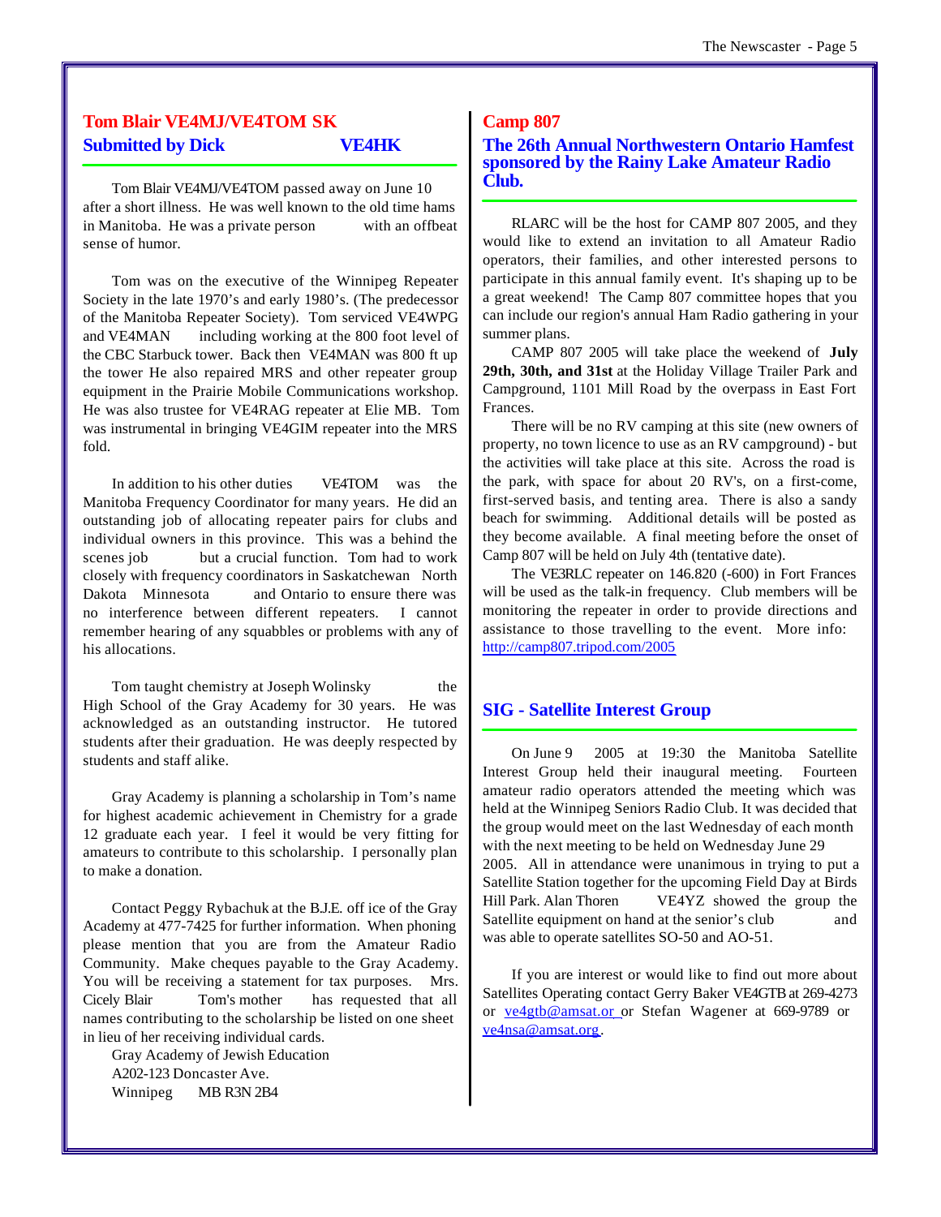## Tom Blair VE4MJ/VE4TOM SK

### Submitted by Dick VE4HK

Tom Blair VE4MJ/VE4TOM passed away on June 10 after a short illness. He was well known to the old time hams in Manitoba. He was a private person with an offbeat sense of humor.

Tom was on the executive of the Winnipeg Repeater Society in the late 1970's and early 1980's. (The predecessor of the Manitoba Repeater Society). Tom serviced VE4WPG and VE4MAN including working at the 800 foot level of the CBC Starbuck tower. Back then VE4MAN was 800 ft up the tower He also repaired MRS and other repeater group equipment in the Prairie Mobile Communications workshop. He was also trustee for VE4RAG repeater at Elie MB. Tom was instrumental in bringing VE4GIM repeater into the MRS fold.

In addition to his other duties VE4TOM was the Manitoba Frequency Coordinator for many years. He did an outstanding job of allocating repeater pairs for clubs and individual owners in this province. This was a behind the scenes job but a crucial function. Tom had to work closely with frequency coordinators in Saskatchewan North Dakota Minnesota and Ontario to ensure there was no interference between different repeaters. I cannot remember hearing of any squabbles or problems with any of his allocations.

Tom taught chemistry at Joseph Wolinsky the High School of the Gray Academy for 30 years. He was acknowledged as an outstanding instructor. He tutored students after their graduation. He was deeply respected by students and staff alike.

Gray Academy is planning a scholarship in Tom's name for highest academic achievement in Chemistry for a grade 12 graduate each year. I feel it would be very fitting for amateurs to contribute to this scholarship. I personally plan to make a donation.

Contact Peggy Rybachuk at the B.J.E. off ice of the Gray Academy at 477-7425 for further information. When phoning please mention that you are from the Amateur Radio Community. Make cheques payable to the Gray Academy. You will be receiving a statement for tax purposes. Mrs. Cicely Blair Tom's mother has requested that all names contributing to the scholarship be listed on one sheet in lieu of her receiving individual cards.

Gray Academy of Jewish Education
A202-123 Doncaster Ave.
Winnipeg MB R3N 2B4

## Camp 807

### The 26th Annual Northwestern Ontario Hamfest sponsored by the Rainy Lake Amateur Radio Club.

RLARC will be the host for CAMP 807 2005, and they would like to extend an invitation to all Amateur Radio operators, their families, and other interested persons to participate in this annual family event. It's shaping up to be a great weekend! The Camp 807 committee hopes that you can include our region's annual Ham Radio gathering in your summer plans.

CAMP 807 2005 will take place the weekend of **July 29th, 30th, and 31st** at the Holiday Village Trailer Park and Campground, 1101 Mill Road by the overpass in East Fort Frances.

There will be no RV camping at this site (new owners of property, no town licence to use as an RV campground) - but the activities will take place at this site. Across the road is the park, with space for about 20 RV's, on a first-come, first-served basis, and tenting area. There is also a sandy beach for swimming. Additional details will be posted as they become available. A final meeting before the onset of Camp 807 will be held on July 4th (tentative date).

The VE3RLC repeater on 146.820 (-600) in Fort Frances will be used as the talk-in frequency. Club members will be monitoring the repeater in order to provide directions and assistance to those travelling to the event. More info: http://camp807.tripod.com/2005

## SIG - Satellite Interest Group

On June 9 2005 at 19:30 the Manitoba Satellite Interest Group held their inaugural meeting. Fourteen amateur radio operators attended the meeting which was held at the Winnipeg Seniors Radio Club. It was decided that the group would meet on the last Wednesday of each month with the next meeting to be held on Wednesday June 29 2005. All in attendance were unanimous in trying to put a Satellite Station together for the upcoming Field Day at Birds Hill Park. Alan Thoren VE4YZ showed the group the Satellite equipment on hand at the senior's club and was able to operate satellites SO-50 and AO-51.

If you are interest or would like to find out more about Satellites Operating contact Gerry Baker VE4GTB at 269-4273 or ve4gtb@amsat.or or Stefan Wagener at 669-9789 or ve4nsa@amsat.org.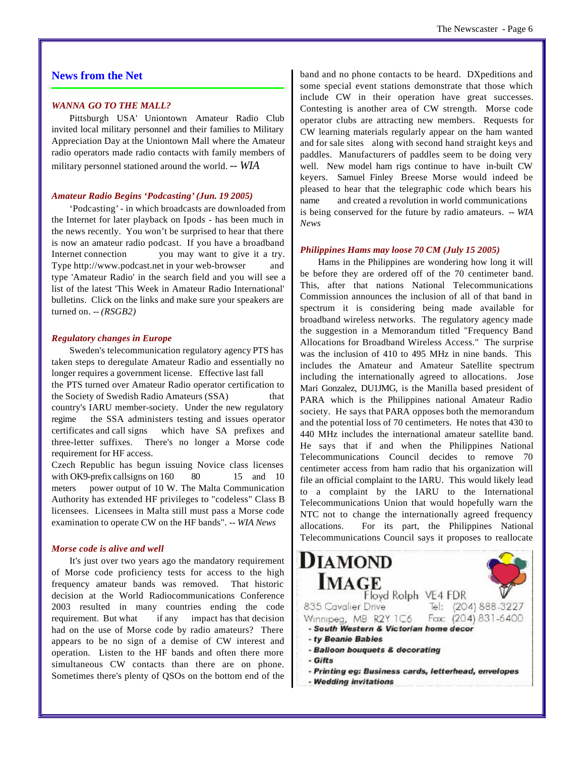## News from the Net

### *WANNA GO TO THE MALL?*

Pittsburgh USA' Uniontown Amateur Radio Club invited local military personnel and their families to Military Appreciation Day at the Uniontown Mall where the Amateur radio operators made radio contacts with family members of military personnel stationed around the world. -- *WIA*

### *Amateur Radio Begins 'Podcasting' (Jun. 19 2005)*

'Podcasting' - in which broadcasts are downloaded from the Internet for later playback on Ipods - has been much in the news recently. You won't be surprised to hear that there is now an amateur radio podcast. If you have a broadband Internet connection you may want to give it a try. Type http://www.podcast.net in your web-browser and type 'Amateur Radio' in the search field and you will see a list of the latest 'This Week in Amateur Radio International' bulletins. Click on the links and make sure your speakers are turned on. -- *(RSGB2)*

### *Regulatory changes in Europe*

Sweden's telecommunication regulatory agency PTS has taken steps to deregulate Amateur Radio and essentially no longer requires a government license. Effective last fall the PTS turned over Amateur Radio operator certification to the Society of Swedish Radio Amateurs (SSA) that country's IARU member-society. Under the new regulatory regime the SSA administers testing and issues operator certificates and call signs which have SA prefixes and three-letter suffixes. There's no longer a Morse code requirement for HF access.

Czech Republic has begun issuing Novice class licenses with OK9-prefix callsigns on 160 80 15 and 10 meters power output of 10 W. The Malta Communication Authority has extended HF privileges to "codeless" Class B licensees. Licensees in Malta still must pass a Morse code examination to operate CW on the HF bands". -- *WIA News*

### *Morse code is alive and well*

It's just over two years ago the mandatory requirement of Morse code proficiency tests for access to the high frequency amateur bands was removed. That historic decision at the World Radiocommunications Conference 2003 resulted in many countries ending the code requirement. But what if any impact has that decision had on the use of Morse code by radio amateurs? There appears to be no sign of a demise of CW interest and operation. Listen to the HF bands and often there more simultaneous CW contacts than there are on phone. Sometimes there's plenty of QSOs on the bottom end of the band and no phone contacts to be heard. DXpeditions and some special event stations demonstrate that those which include CW in their operation have great successes. Contesting is another area of CW strength. Morse code operator clubs are attracting new members. Requests for CW learning materials regularly appear on the ham wanted and for sale sites along with second hand straight keys and paddles. Manufacturers of paddles seem to be doing very well. New model ham rigs continue to have in-built CW keyers. Samuel Finley Breese Morse would indeed be pleased to hear that the telegraphic code which bears his name and created a revolution in world communications is being conserved for the future by radio amateurs. -- *WIA News*

### *Philippines Hams may loose 70 CM (July 15 2005)*

Hams in the Philippines are wondering how long it will be before they are ordered off of the 70 centimeter band. This, after that nations National Telecommunications Commission announces the inclusion of all of that band in spectrum it is considering being made available for broadband wireless networks. The regulatory agency made the suggestion in a Memorandum titled "Frequency Band Allocations for Broadband Wireless Access." The surprise was the inclusion of 410 to 495 MHz in nine bands. This includes the Amateur and Amateur Satellite spectrum including the internationally agreed to allocations. Jose Mari Gonzalez, DU1JMG, is the Manilla based president of PARA which is the Philippines national Amateur Radio society. He says that PARA opposes both the memorandum and the potential loss of 70 centimeters. He notes that 430 to 440 MHz includes the international amateur satellite band. He says that if and when the Philippines National Telecommunications Council decides to remove 70 centimeter access from ham radio that his organization will file an official complaint to the IARU. This would likely lead to a complaint by the IARU to the International Telecommunications Union that would hopefully warn the NTC not to change the internationally agreed frequency allocations. For its part, the Philippines National Telecommunications Council says it proposes to reallocate

**DIAMOND IMAGE**
Floyd Rolph VE4 FDR
835 Cavalier Drive Tel: (204) 888-3227
Winnipeg, MB R2Y 1C6 Fax: (204) 831-6400

- **South Western & Victorian home decor**
- **ty Beanie Babies**
- **Balloon bouquets & decorating**
- **Gifts**
- **Printing eg: Business cards, letterhead, envelopes**
- **Wedding invitations**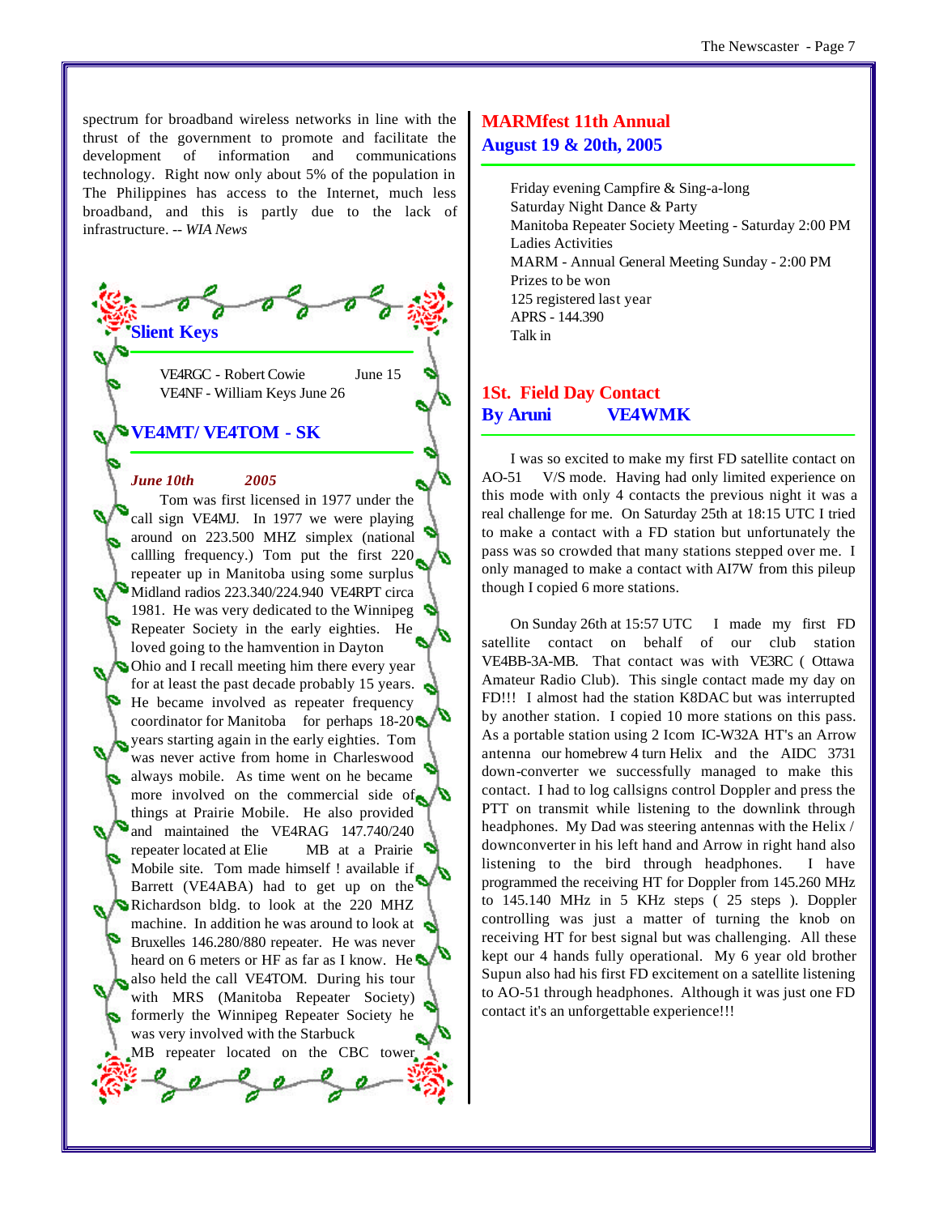spectrum for broadband wireless networks in line with the thrust of the government to promote and facilitate the development of information and communications technology. Right now only about 5% of the population in The Philippines has access to the Internet, much less broadband, and this is partly due to the lack of infrastructure. -- *WIA News*

## Slient Keys

VE4RGC - Robert Cowie June 15
VE4NF - William Keys June 26

## VE4MT/ VE4TOM - SK

***June 10th 2005***

Tom was first licensed in 1977 under the call sign VE4MJ. In 1977 we were playing around on 223.500 MHZ simplex (national callling frequency.) Tom put the first 220 repeater up in Manitoba using some surplus Midland radios 223.340/224.940 VE4RPT circa 1981. He was very dedicated to the Winnipeg Repeater Society in the early eighties. He loved going to the hamvention in Dayton Ohio and I recall meeting him there every year for at least the past decade probably 15 years. He became involved as repeater frequency coordinator for Manitoba for perhaps 18-20 years starting again in the early eighties. Tom was never active from home in Charleswood always mobile. As time went on he became more involved on the commercial side of things at Prairie Mobile. He also provided and maintained the VE4RAG 147.740/240 repeater located at Elie MB at a Prairie Mobile site. Tom made himself ! available if Barrett (VE4ABA) had to get up on the Richardson bldg. to look at the 220 MHZ machine. In addition he was around to look at Bruxelles 146.280/880 repeater. He was never heard on 6 meters or HF as far as I know. He also held the call VE4TOM. During his tour with MRS (Manitoba Repeater Society) formerly the Winnipeg Repeater Society he was very involved with the Starbuck MB repeater located on the CBC tower.

## MARMfest 11th Annual
## August 19 & 20th, 2005

Friday evening Campfire & Sing-a-long
Saturday Night Dance & Party
Manitoba Repeater Society Meeting - Saturday 2:00 PM
Ladies Activities
MARM - Annual General Meeting Sunday - 2:00 PM
Prizes to be won
125 registered last year
APRS - 144.390
Talk in

## 1St. Field Day Contact
## By Aruni VE4WMK

I was so excited to make my first FD satellite contact on AO-51 V/S mode. Having had only limited experience on this mode with only 4 contacts the previous night it was a real challenge for me. On Saturday 25th at 18:15 UTC I tried to make a contact with a FD station but unfortunately the pass was so crowded that many stations stepped over me. I only managed to make a contact with AI7W from this pileup though I copied 6 more stations.

On Sunday 26th at 15:57 UTC I made my first FD satellite contact on behalf of our club station VE4BB-3A-MB. That contact was with VE3RC ( Ottawa Amateur Radio Club). This single contact made my day on FD!!! I almost had the station K8DAC but was interrupted by another station. I copied 10 more stations on this pass. As a portable station using 2 Icom IC-W32A HT's an Arrow antenna our homebrew 4 turn Helix and the AIDC 3731 down-converter we successfully managed to make this contact. I had to log callsigns control Doppler and press the PTT on transmit while listening to the downlink through headphones. My Dad was steering antennas with the Helix / downconverter in his left hand and Arrow in right hand also listening to the bird through headphones. I have programmed the receiving HT for Doppler from 145.260 MHz to 145.140 MHz in 5 KHz steps ( 25 steps ). Doppler controlling was just a matter of turning the knob on receiving HT for best signal but was challenging. All these kept our 4 hands fully operational. My 6 year old brother Supun also had his first FD excitement on a satellite listening to AO-51 through headphones. Although it was just one FD contact it's an unforgettable experience!!!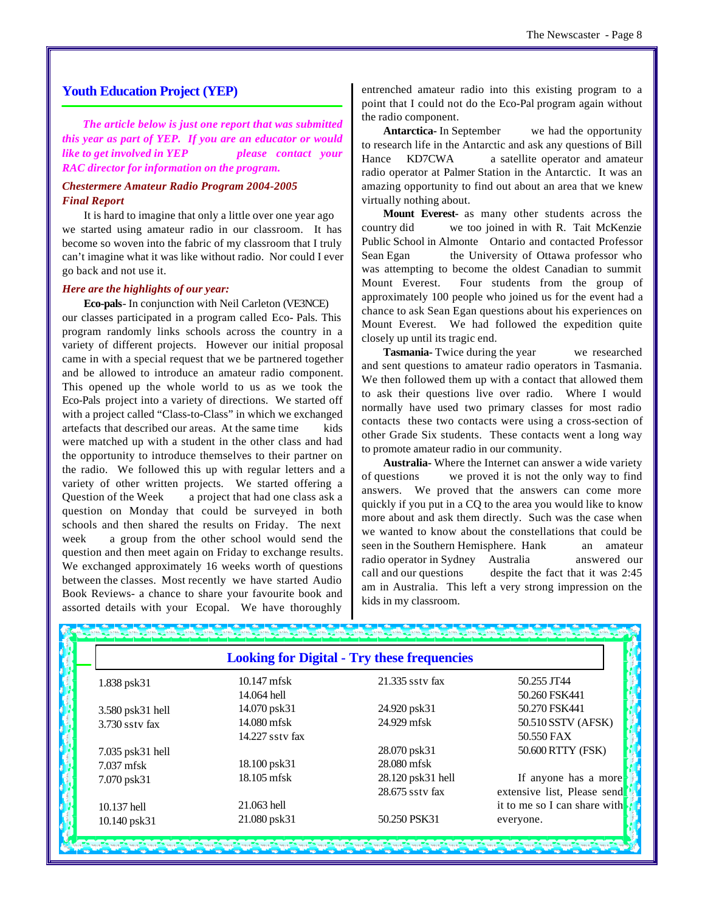## Youth Education Project (YEP)

***The article below is just one report that was submitted this year as part of YEP. If you are an educator or would like to get involved in YEP please contact your RAC director for information on the program.***

### *Chestermere Amateur Radio Program 2004-2005 Final Report*

It is hard to imagine that only a little over one year ago we started using amateur radio in our classroom. It has become so woven into the fabric of my classroom that I truly can't imagine what it was like without radio. Nor could I ever go back and not use it.

***Here are the highlights of our year:***

**Eco-pals**- In conjunction with Neil Carleton (VE3NCE) our classes participated in a program called Eco- Pals. This program randomly links schools across the country in a variety of different projects. However our initial proposal came in with a special request that we be partnered together and be allowed to introduce an amateur radio component. This opened up the whole world to us as we took the Eco-Pals project into a variety of directions. We started off with a project called "Class-to-Class" in which we exchanged artefacts that described our areas. At the same time kids were matched up with a student in the other class and had the opportunity to introduce themselves to their partner on the radio. We followed this up with regular letters and a variety of other written projects. We started offering a Question of the Week a project that had one class ask a question on Monday that could be surveyed in both schools and then shared the results on Friday. The next week a group from the other school would send the question and then meet again on Friday to exchange results. We exchanged approximately 16 weeks worth of questions between the classes. Most recently we have started Audio Book Reviews- a chance to share your favourite book and assorted details with your Ecopal. We have thoroughly entrenched amateur radio into this existing program to a point that I could not do the Eco-Pal program again without the radio component.

**Antarctica-** In September we had the opportunity to research life in the Antarctic and ask any questions of Bill Hance KD7CWA a satellite operator and amateur radio operator at Palmer Station in the Antarctic. It was an amazing opportunity to find out about an area that we knew virtually nothing about.

**Mount Everest-** as many other students across the country did we too joined in with R. Tait McKenzie Public School in Almonte Ontario and contacted Professor Sean Egan the University of Ottawa professor who was attempting to become the oldest Canadian to summit Mount Everest. Four students from the group of approximately 100 people who joined us for the event had a chance to ask Sean Egan questions about his experiences on Mount Everest. We had followed the expedition quite closely up until its tragic end.

**Tasmania-** Twice during the year we researched and sent questions to amateur radio operators in Tasmania. We then followed them up with a contact that allowed them to ask their questions live over radio. Where I would normally have used two primary classes for most radio contacts these two contacts were using a cross-section of other Grade Six students. These contacts went a long way to promote amateur radio in our community.

**Australia-** Where the Internet can answer a wide variety of questions we proved it is not the only way to find answers. We proved that the answers can come more quickly if you put in a CQ to the area you would like to know more about and ask them directly. Such was the case when we wanted to know about the constellations that could be seen in the Southern Hemisphere. Hank an amateur radio operator in Sydney Australia answered our call and our questions despite the fact that it was 2:45 am in Australia. This left a very strong impression on the kids in my classroom.

## Looking for Digital - Try these frequencies

| | | | |
|---|---|---|---|
| 1.838 psk31 | 10.147 mfsk | 21.335 sstv fax | 50.255 JT44 |
| | 14.064 hell | | 50.260 FSK441 |
| 3.580 psk31 hell | 14.070 psk31 | 24.920 psk31 | 50.270 FSK441 |
| 3.730 sstv fax | 14.080 mfsk | 24.929 mfsk | 50.510 SSTV (AFSK) |
| | 14.227 sstv fax | | 50.550 FAX |
| 7.035 psk31 hell | | 28.070 psk31 | 50.600 RTTY (FSK) |
| 7.037 mfsk | 18.100 psk31 | 28.080 mfsk | |
| 7.070 psk31 | 18.105 mfsk | 28.120 psk31 hell | |
| | | 28.675 sstv fax | |
| 10.137 hell | 21.063 hell | | |
| 10.140 psk31 | 21.080 psk31 | 50.250 PSK31 | |

If anyone has a more extensive list, Please send it to me so I can share with everyone.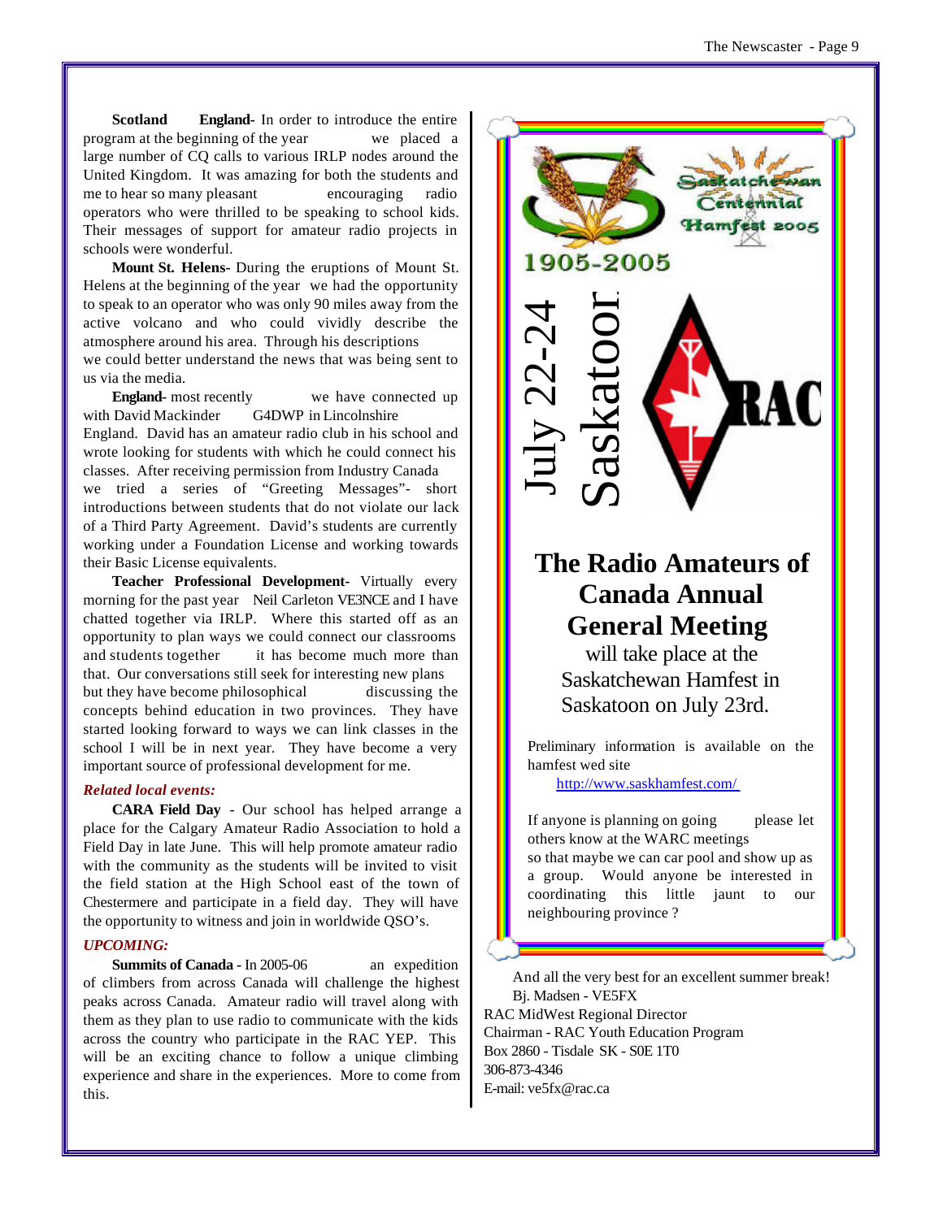**Scotland England-** In order to introduce the entire program at the beginning of the year we placed a large number of CQ calls to various IRLP nodes around the United Kingdom. It was amazing for both the students and me to hear so many pleasant encouraging radio operators who were thrilled to be speaking to school kids. Their messages of support for amateur radio projects in schools were wonderful.

**Mount St. Helens-** During the eruptions of Mount St. Helens at the beginning of the year we had the opportunity to speak to an operator who was only 90 miles away from the active volcano and who could vividly describe the atmosphere around his area. Through his descriptions we could better understand the news that was being sent to us via the media.

**England-** most recently we have connected up with David Mackinder G4DWP in Lincolnshire England. David has an amateur radio club in his school and wrote looking for students with which he could connect his classes. After receiving permission from Industry Canada we tried a series of "Greeting Messages"- short introductions between students that do not violate our lack of a Third Party Agreement. David's students are currently working under a Foundation License and working towards their Basic License equivalents.

**Teacher Professional Development-** Virtually every morning for the past year Neil Carleton VE3NCE and I have chatted together via IRLP. Where this started off as an opportunity to plan ways we could connect our classrooms and students together it has become much more than that. Our conversations still seek for interesting new plans but they have become philosophical discussing the concepts behind education in two provinces. They have started looking forward to ways we can link classes in the school I will be in next year. They have become a very important source of professional development for me.

***Related local events:***

**CARA Field Day** - Our school has helped arrange a place for the Calgary Amateur Radio Association to hold a Field Day in late June. This will help promote amateur radio with the community as the students will be invited to visit the field station at the High School east of the town of Chestermere and participate in a field day. They will have the opportunity to witness and join in worldwide QSO's.

***UPCOMING:***

**Summits of Canada** - In 2005-06 an expedition of climbers from across Canada will challenge the highest peaks across Canada. Amateur radio will travel along with them as they plan to use radio to communicate with the kids across the country who participate in the RAC YEP. This will be an exciting chance to follow a unique climbing experience and share in the experiences. More to come from this.

Saskatchewan Centennial Hamfest 2005

1905-2005

July 22-24 Saskatoon

RAC

## The Radio Amateurs of Canada Annual General Meeting

will take place at the Saskatchewan Hamfest in Saskatoon on July 23rd.

Preliminary information is available on the hamfest wed site

http://www.saskhamfest.com/

If anyone is planning on going please let others know at the WARC meetings so that maybe we can car pool and show up as a group. Would anyone be interested in coordinating this little jaunt to our neighbouring province ?

And all the very best for an excellent summer break!

Bj. Madsen - VE5FX
RAC MidWest Regional Director
Chairman - RAC Youth Education Program
Box 2860 - Tisdale SK - S0E 1T0
306-873-4346
E-mail: ve5fx@rac.ca